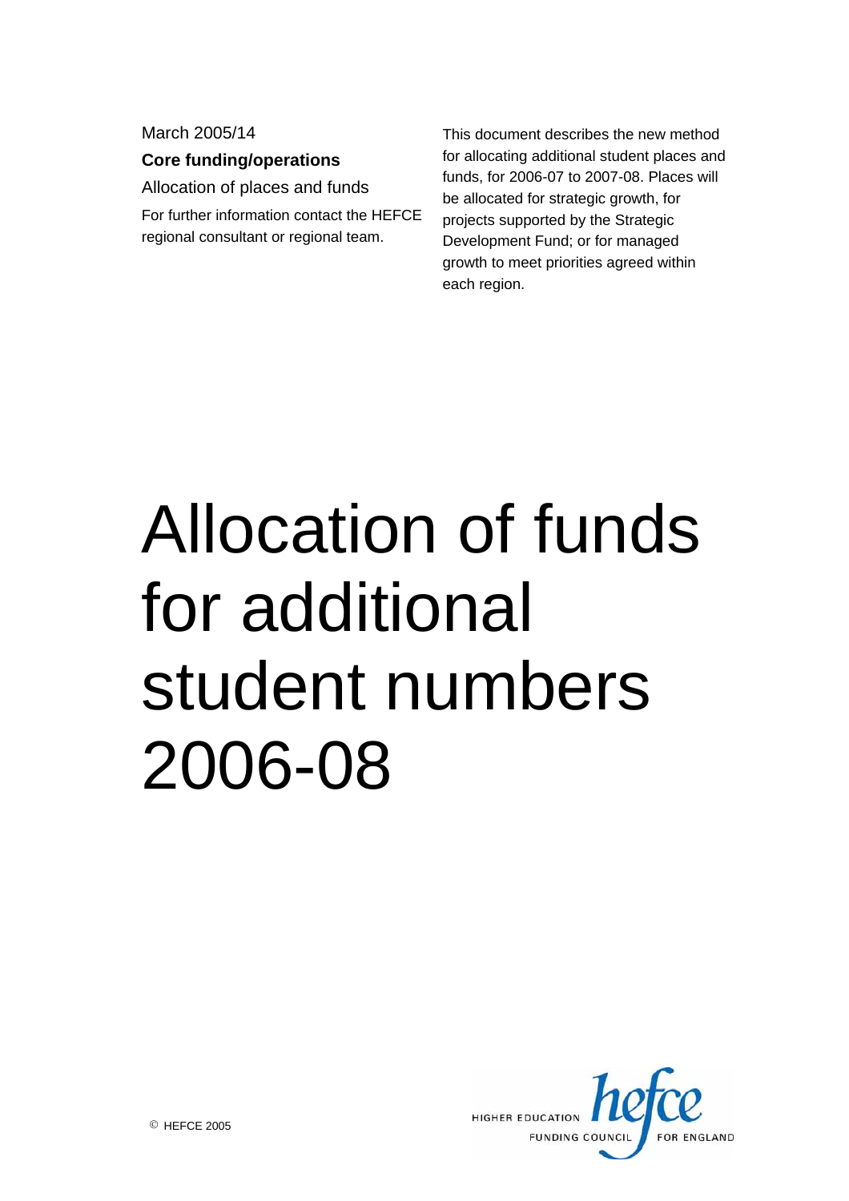March 2005/14

**Core funding/operations**

Allocation of places and funds

For further information contact the HEFCE regional consultant or regional team.

This document describes the new method for allocating additional student places and funds, for 2006-07 to 2007-08. Places will be allocated for strategic growth, for projects supported by the Strategic Development Fund; or for managed growth to meet priorities agreed within each region.

# Allocation of funds for additional student numbers 2006-08

© HEFCE 2005

HIGHER EDUCATION FUNDING COUNCIL FOR ENGLAND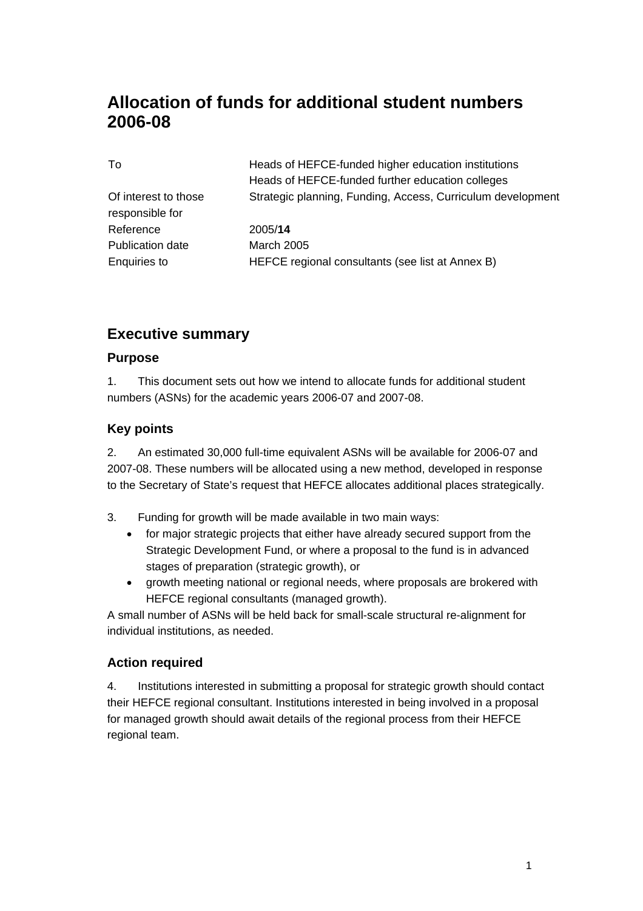# Allocation of funds for additional student numbers 2006-08

| To | Heads of HEFCE-funded higher education institutions<br>Heads of HEFCE-funded further education colleges |
|---|---|
| Of interest to those responsible for | Strategic planning, Funding, Access, Curriculum development |
| Reference | 2005/**14** |
| Publication date | March 2005 |
| Enquiries to | HEFCE regional consultants (see list at Annex B) |

## Executive summary

### Purpose

1. This document sets out how we intend to allocate funds for additional student numbers (ASNs) for the academic years 2006-07 and 2007-08.

### Key points

2. An estimated 30,000 full-time equivalent ASNs will be available for 2006-07 and 2007-08. These numbers will be allocated using a new method, developed in response to the Secretary of State's request that HEFCE allocates additional places strategically.

3. Funding for growth will be made available in two main ways:

- for major strategic projects that either have already secured support from the Strategic Development Fund, or where a proposal to the fund is in advanced stages of preparation (strategic growth), or
- growth meeting national or regional needs, where proposals are brokered with HEFCE regional consultants (managed growth).

A small number of ASNs will be held back for small-scale structural re-alignment for individual institutions, as needed.

### Action required

4. Institutions interested in submitting a proposal for strategic growth should contact their HEFCE regional consultant. Institutions interested in being involved in a proposal for managed growth should await details of the regional process from their HEFCE regional team.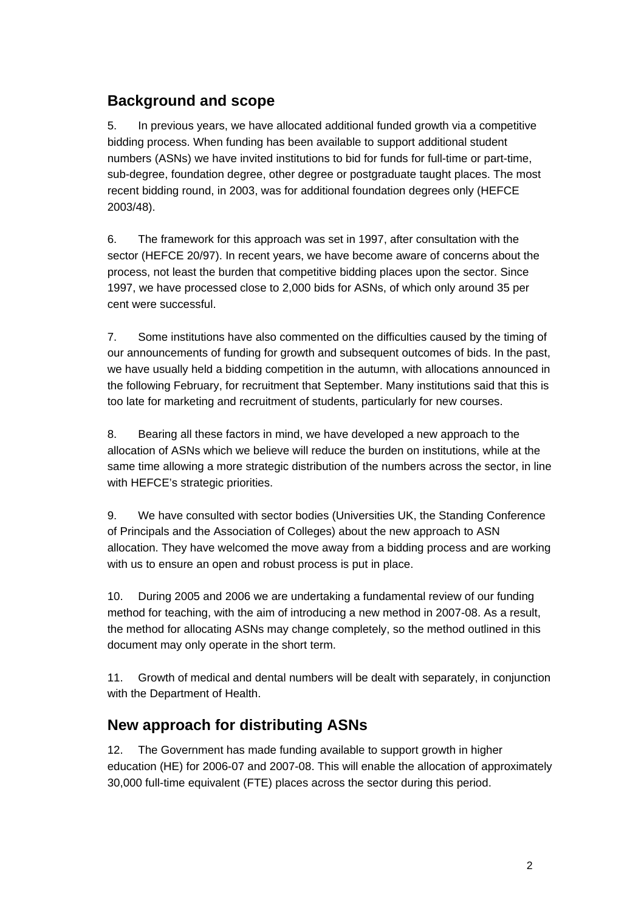## Background and scope

5. In previous years, we have allocated additional funded growth via a competitive bidding process. When funding has been available to support additional student numbers (ASNs) we have invited institutions to bid for funds for full-time or part-time, sub-degree, foundation degree, other degree or postgraduate taught places. The most recent bidding round, in 2003, was for additional foundation degrees only (HEFCE 2003/48).

6. The framework for this approach was set in 1997, after consultation with the sector (HEFCE 20/97). In recent years, we have become aware of concerns about the process, not least the burden that competitive bidding places upon the sector. Since 1997, we have processed close to 2,000 bids for ASNs, of which only around 35 per cent were successful.

7. Some institutions have also commented on the difficulties caused by the timing of our announcements of funding for growth and subsequent outcomes of bids. In the past, we have usually held a bidding competition in the autumn, with allocations announced in the following February, for recruitment that September. Many institutions said that this is too late for marketing and recruitment of students, particularly for new courses.

8. Bearing all these factors in mind, we have developed a new approach to the allocation of ASNs which we believe will reduce the burden on institutions, while at the same time allowing a more strategic distribution of the numbers across the sector, in line with HEFCE's strategic priorities.

9. We have consulted with sector bodies (Universities UK, the Standing Conference of Principals and the Association of Colleges) about the new approach to ASN allocation. They have welcomed the move away from a bidding process and are working with us to ensure an open and robust process is put in place.

10. During 2005 and 2006 we are undertaking a fundamental review of our funding method for teaching, with the aim of introducing a new method in 2007-08. As a result, the method for allocating ASNs may change completely, so the method outlined in this document may only operate in the short term.

11. Growth of medical and dental numbers will be dealt with separately, in conjunction with the Department of Health.

## New approach for distributing ASNs

12. The Government has made funding available to support growth in higher education (HE) for 2006-07 and 2007-08. This will enable the allocation of approximately 30,000 full-time equivalent (FTE) places across the sector during this period.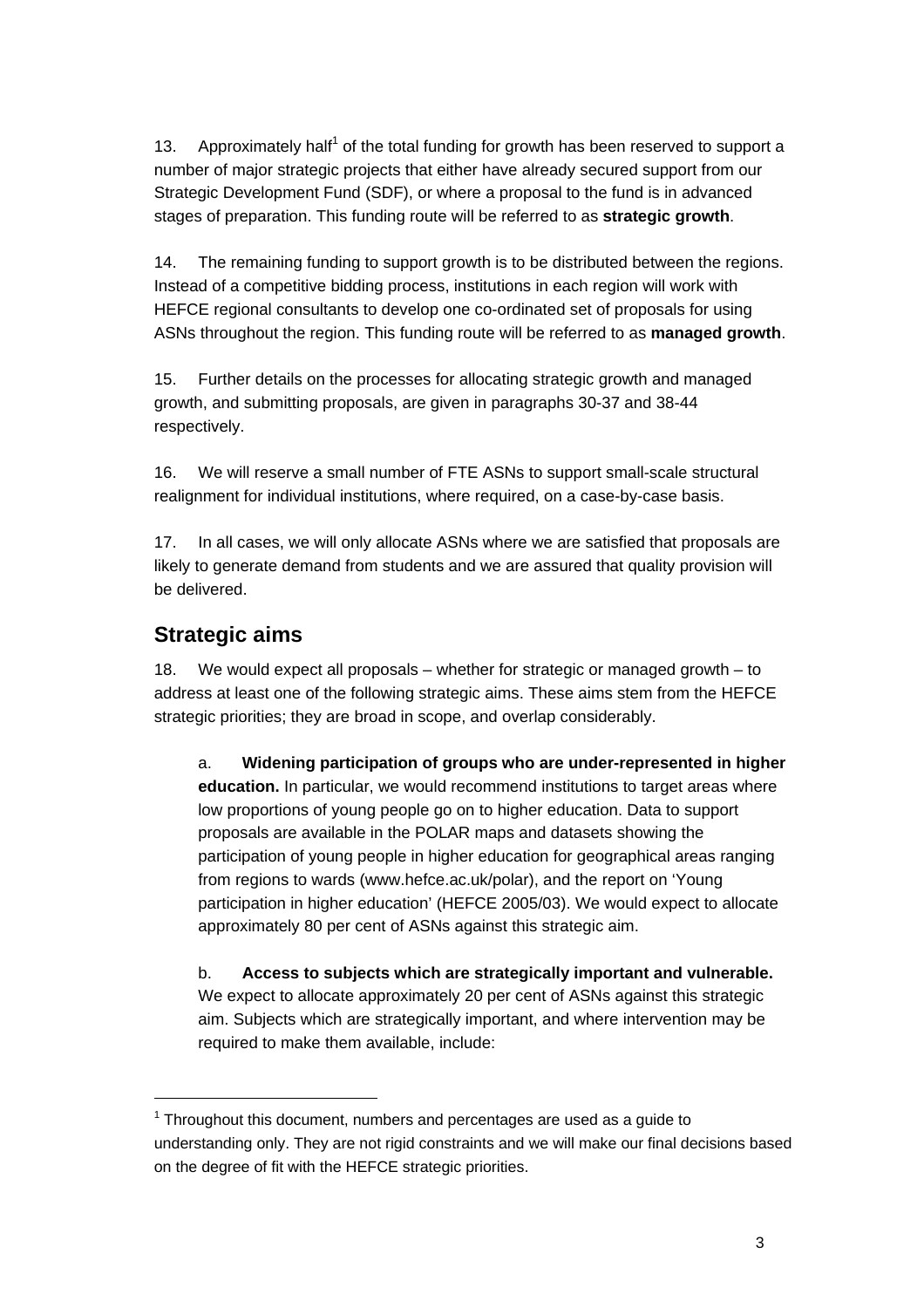13. Approximately half[1] of the total funding for growth has been reserved to support a number of major strategic projects that either have already secured support from our Strategic Development Fund (SDF), or where a proposal to the fund is in advanced stages of preparation. This funding route will be referred to as **strategic growth**.

14. The remaining funding to support growth is to be distributed between the regions. Instead of a competitive bidding process, institutions in each region will work with HEFCE regional consultants to develop one co-ordinated set of proposals for using ASNs throughout the region. This funding route will be referred to as **managed growth**.

15. Further details on the processes for allocating strategic growth and managed growth, and submitting proposals, are given in paragraphs 30-37 and 38-44 respectively.

16. We will reserve a small number of FTE ASNs to support small-scale structural realignment for individual institutions, where required, on a case-by-case basis.

17. In all cases, we will only allocate ASNs where we are satisfied that proposals are likely to generate demand from students and we are assured that quality provision will be delivered.

## Strategic aims

18. We would expect all proposals – whether for strategic or managed growth – to address at least one of the following strategic aims. These aims stem from the HEFCE strategic priorities; they are broad in scope, and overlap considerably.

a. **Widening participation of groups who are under-represented in higher education.** In particular, we would recommend institutions to target areas where low proportions of young people go on to higher education. Data to support proposals are available in the POLAR maps and datasets showing the participation of young people in higher education for geographical areas ranging from regions to wards (www.hefce.ac.uk/polar), and the report on 'Young participation in higher education' (HEFCE 2005/03). We would expect to allocate approximately 80 per cent of ASNs against this strategic aim.

b. **Access to subjects which are strategically important and vulnerable.** We expect to allocate approximately 20 per cent of ASNs against this strategic aim. Subjects which are strategically important, and where intervention may be required to make them available, include:

---

[1] Throughout this document, numbers and percentages are used as a guide to understanding only. They are not rigid constraints and we will make our final decisions based on the degree of fit with the HEFCE strategic priorities.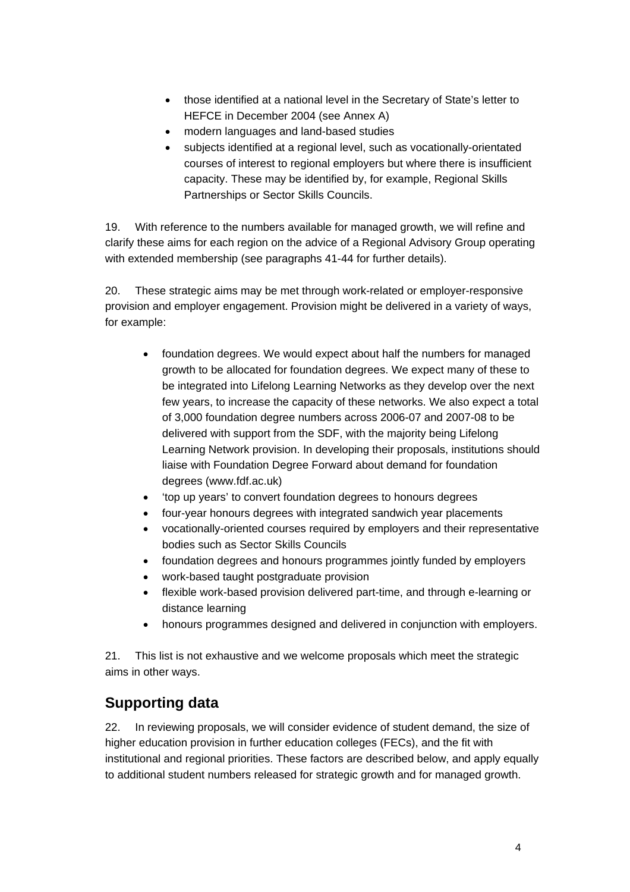- those identified at a national level in the Secretary of State's letter to HEFCE in December 2004 (see Annex A)
- modern languages and land-based studies
- subjects identified at a regional level, such as vocationally-orientated courses of interest to regional employers but where there is insufficient capacity. These may be identified by, for example, Regional Skills Partnerships or Sector Skills Councils.

19. With reference to the numbers available for managed growth, we will refine and clarify these aims for each region on the advice of a Regional Advisory Group operating with extended membership (see paragraphs 41-44 for further details).

20. These strategic aims may be met through work-related or employer-responsive provision and employer engagement. Provision might be delivered in a variety of ways, for example:

- foundation degrees. We would expect about half the numbers for managed growth to be allocated for foundation degrees. We expect many of these to be integrated into Lifelong Learning Networks as they develop over the next few years, to increase the capacity of these networks. We also expect a total of 3,000 foundation degree numbers across 2006-07 and 2007-08 to be delivered with support from the SDF, with the majority being Lifelong Learning Network provision. In developing their proposals, institutions should liaise with Foundation Degree Forward about demand for foundation degrees (www.fdf.ac.uk)
- 'top up years' to convert foundation degrees to honours degrees
- four-year honours degrees with integrated sandwich year placements
- vocationally-oriented courses required by employers and their representative bodies such as Sector Skills Councils
- foundation degrees and honours programmes jointly funded by employers
- work-based taught postgraduate provision
- flexible work-based provision delivered part-time, and through e-learning or distance learning
- honours programmes designed and delivered in conjunction with employers.

21. This list is not exhaustive and we welcome proposals which meet the strategic aims in other ways.

## Supporting data

22. In reviewing proposals, we will consider evidence of student demand, the size of higher education provision in further education colleges (FECs), and the fit with institutional and regional priorities. These factors are described below, and apply equally to additional student numbers released for strategic growth and for managed growth.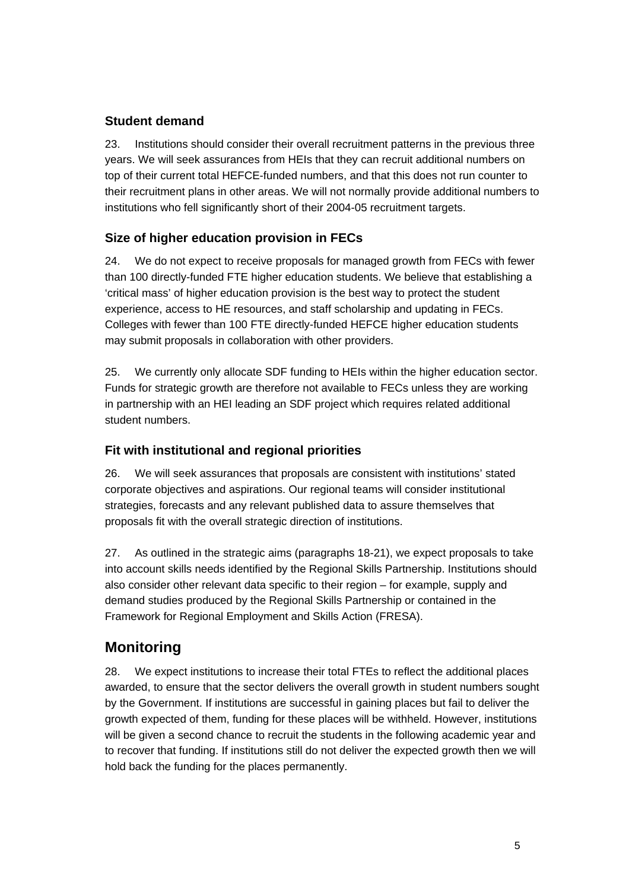### Student demand

23. Institutions should consider their overall recruitment patterns in the previous three years. We will seek assurances from HEIs that they can recruit additional numbers on top of their current total HEFCE-funded numbers, and that this does not run counter to their recruitment plans in other areas. We will not normally provide additional numbers to institutions who fell significantly short of their 2004-05 recruitment targets.

### Size of higher education provision in FECs

24. We do not expect to receive proposals for managed growth from FECs with fewer than 100 directly-funded FTE higher education students. We believe that establishing a 'critical mass' of higher education provision is the best way to protect the student experience, access to HE resources, and staff scholarship and updating in FECs. Colleges with fewer than 100 FTE directly-funded HEFCE higher education students may submit proposals in collaboration with other providers.

25. We currently only allocate SDF funding to HEIs within the higher education sector. Funds for strategic growth are therefore not available to FECs unless they are working in partnership with an HEI leading an SDF project which requires related additional student numbers.

### Fit with institutional and regional priorities

26. We will seek assurances that proposals are consistent with institutions' stated corporate objectives and aspirations. Our regional teams will consider institutional strategies, forecasts and any relevant published data to assure themselves that proposals fit with the overall strategic direction of institutions.

27. As outlined in the strategic aims (paragraphs 18-21), we expect proposals to take into account skills needs identified by the Regional Skills Partnership. Institutions should also consider other relevant data specific to their region – for example, supply and demand studies produced by the Regional Skills Partnership or contained in the Framework for Regional Employment and Skills Action (FRESA).

## Monitoring

28. We expect institutions to increase their total FTEs to reflect the additional places awarded, to ensure that the sector delivers the overall growth in student numbers sought by the Government. If institutions are successful in gaining places but fail to deliver the growth expected of them, funding for these places will be withheld. However, institutions will be given a second chance to recruit the students in the following academic year and to recover that funding. If institutions still do not deliver the expected growth then we will hold back the funding for the places permanently.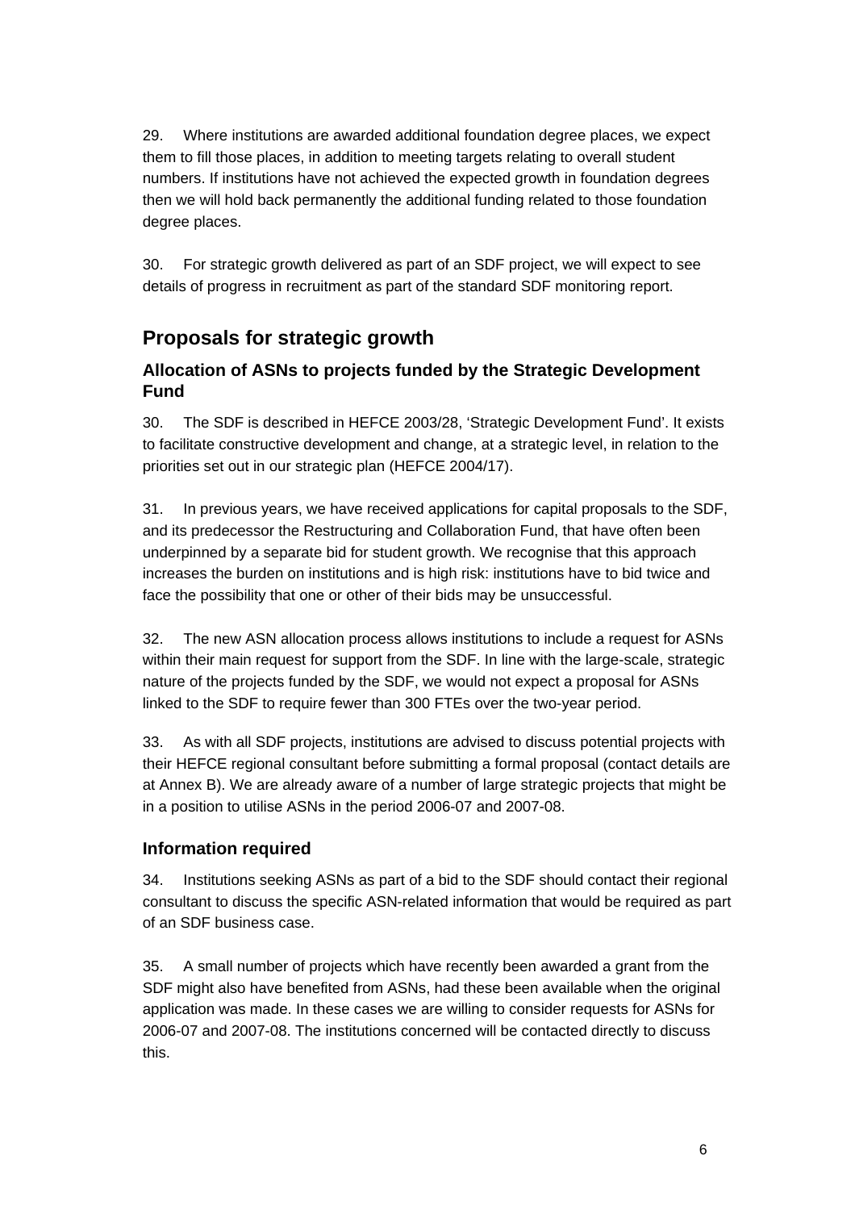29. Where institutions are awarded additional foundation degree places, we expect them to fill those places, in addition to meeting targets relating to overall student numbers. If institutions have not achieved the expected growth in foundation degrees then we will hold back permanently the additional funding related to those foundation degree places.

30. For strategic growth delivered as part of an SDF project, we will expect to see details of progress in recruitment as part of the standard SDF monitoring report.

## Proposals for strategic growth

### Allocation of ASNs to projects funded by the Strategic Development Fund

30. The SDF is described in HEFCE 2003/28, 'Strategic Development Fund'. It exists to facilitate constructive development and change, at a strategic level, in relation to the priorities set out in our strategic plan (HEFCE 2004/17).

31. In previous years, we have received applications for capital proposals to the SDF, and its predecessor the Restructuring and Collaboration Fund, that have often been underpinned by a separate bid for student growth. We recognise that this approach increases the burden on institutions and is high risk: institutions have to bid twice and face the possibility that one or other of their bids may be unsuccessful.

32. The new ASN allocation process allows institutions to include a request for ASNs within their main request for support from the SDF. In line with the large-scale, strategic nature of the projects funded by the SDF, we would not expect a proposal for ASNs linked to the SDF to require fewer than 300 FTEs over the two-year period.

33. As with all SDF projects, institutions are advised to discuss potential projects with their HEFCE regional consultant before submitting a formal proposal (contact details are at Annex B). We are already aware of a number of large strategic projects that might be in a position to utilise ASNs in the period 2006-07 and 2007-08.

### Information required

34. Institutions seeking ASNs as part of a bid to the SDF should contact their regional consultant to discuss the specific ASN-related information that would be required as part of an SDF business case.

35. A small number of projects which have recently been awarded a grant from the SDF might also have benefited from ASNs, had these been available when the original application was made. In these cases we are willing to consider requests for ASNs for 2006-07 and 2007-08. The institutions concerned will be contacted directly to discuss this.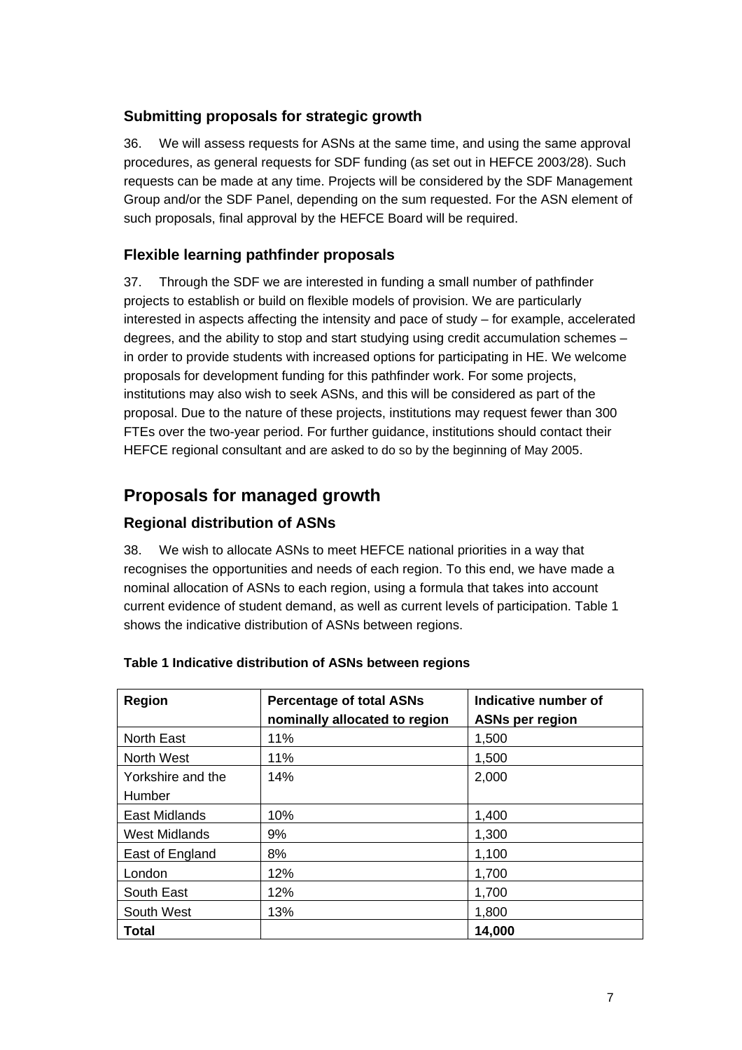### Submitting proposals for strategic growth

36. We will assess requests for ASNs at the same time, and using the same approval procedures, as general requests for SDF funding (as set out in HEFCE 2003/28). Such requests can be made at any time. Projects will be considered by the SDF Management Group and/or the SDF Panel, depending on the sum requested. For the ASN element of such proposals, final approval by the HEFCE Board will be required.

### Flexible learning pathfinder proposals

37. Through the SDF we are interested in funding a small number of pathfinder projects to establish or build on flexible models of provision. We are particularly interested in aspects affecting the intensity and pace of study – for example, accelerated degrees, and the ability to stop and start studying using credit accumulation schemes – in order to provide students with increased options for participating in HE. We welcome proposals for development funding for this pathfinder work. For some projects, institutions may also wish to seek ASNs, and this will be considered as part of the proposal. Due to the nature of these projects, institutions may request fewer than 300 FTEs over the two-year period. For further guidance, institutions should contact their HEFCE regional consultant and are asked to do so by the beginning of May 2005.

## Proposals for managed growth

### Regional distribution of ASNs

38. We wish to allocate ASNs to meet HEFCE national priorities in a way that recognises the opportunities and needs of each region. To this end, we have made a nominal allocation of ASNs to each region, using a formula that takes into account current evidence of student demand, as well as current levels of participation. Table 1 shows the indicative distribution of ASNs between regions.

**Table 1 Indicative distribution of ASNs between regions**

| Region | Percentage of total ASNs nominally allocated to region | Indicative number of ASNs per region |
|---|---|---|
| North East | 11% | 1,500 |
| North West | 11% | 1,500 |
| Yorkshire and the Humber | 14% | 2,000 |
| East Midlands | 10% | 1,400 |
| West Midlands | 9% | 1,300 |
| East of England | 8% | 1,100 |
| London | 12% | 1,700 |
| South East | 12% | 1,700 |
| South West | 13% | 1,800 |
| **Total** | | **14,000** |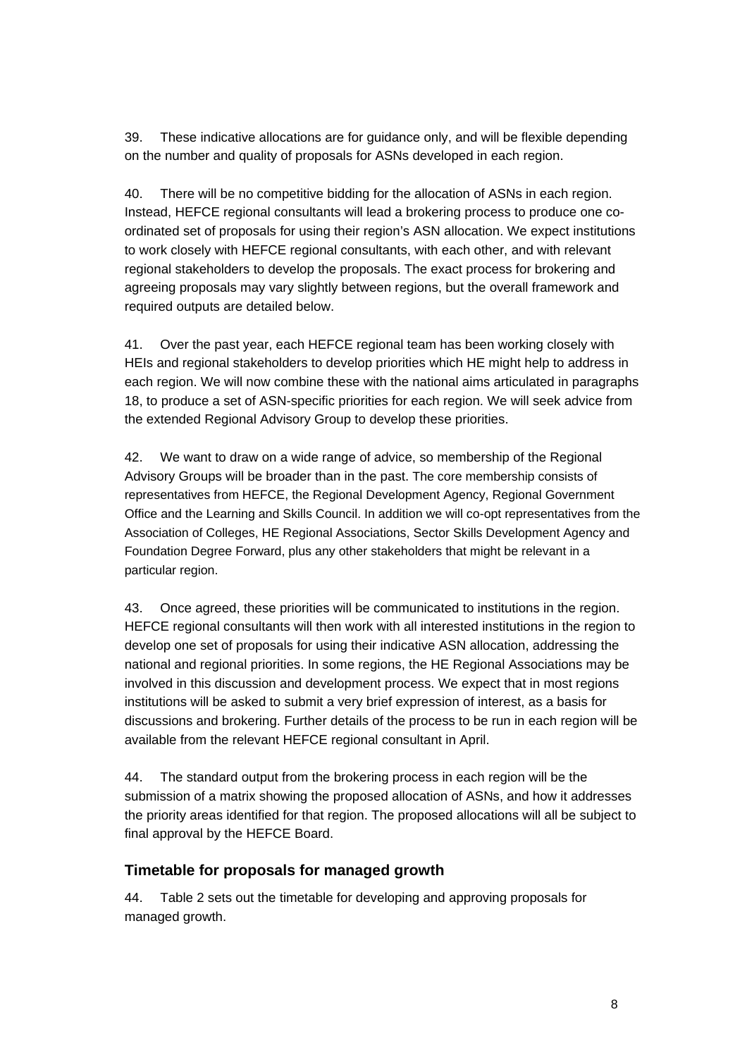39. These indicative allocations are for guidance only, and will be flexible depending on the number and quality of proposals for ASNs developed in each region.

40. There will be no competitive bidding for the allocation of ASNs in each region. Instead, HEFCE regional consultants will lead a brokering process to produce one co-ordinated set of proposals for using their region's ASN allocation. We expect institutions to work closely with HEFCE regional consultants, with each other, and with relevant regional stakeholders to develop the proposals. The exact process for brokering and agreeing proposals may vary slightly between regions, but the overall framework and required outputs are detailed below.

41. Over the past year, each HEFCE regional team has been working closely with HEIs and regional stakeholders to develop priorities which HE might help to address in each region. We will now combine these with the national aims articulated in paragraphs 18, to produce a set of ASN-specific priorities for each region. We will seek advice from the extended Regional Advisory Group to develop these priorities.

42. We want to draw on a wide range of advice, so membership of the Regional Advisory Groups will be broader than in the past. The core membership consists of representatives from HEFCE, the Regional Development Agency, Regional Government Office and the Learning and Skills Council. In addition we will co-opt representatives from the Association of Colleges, HE Regional Associations, Sector Skills Development Agency and Foundation Degree Forward, plus any other stakeholders that might be relevant in a particular region.

43. Once agreed, these priorities will be communicated to institutions in the region. HEFCE regional consultants will then work with all interested institutions in the region to develop one set of proposals for using their indicative ASN allocation, addressing the national and regional priorities. In some regions, the HE Regional Associations may be involved in this discussion and development process. We expect that in most regions institutions will be asked to submit a very brief expression of interest, as a basis for discussions and brokering. Further details of the process to be run in each region will be available from the relevant HEFCE regional consultant in April.

44. The standard output from the brokering process in each region will be the submission of a matrix showing the proposed allocation of ASNs, and how it addresses the priority areas identified for that region. The proposed allocations will all be subject to final approval by the HEFCE Board.

## Timetable for proposals for managed growth

44. Table 2 sets out the timetable for developing and approving proposals for managed growth.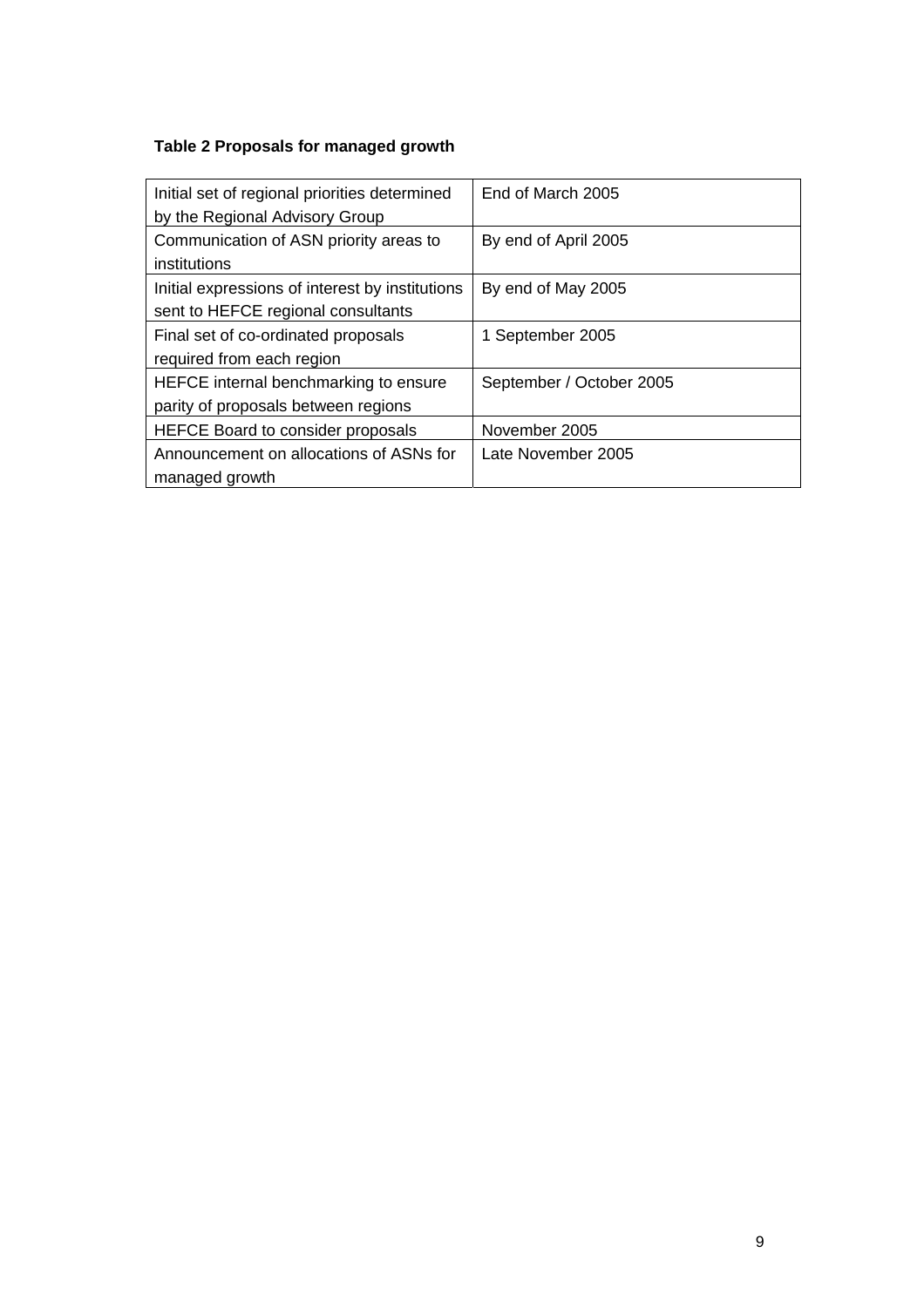**Table 2 Proposals for managed growth**

| | |
|---|---|
| Initial set of regional priorities determined by the Regional Advisory Group | End of March 2005 |
| Communication of ASN priority areas to institutions | By end of April 2005 |
| Initial expressions of interest by institutions sent to HEFCE regional consultants | By end of May 2005 |
| Final set of co-ordinated proposals required from each region | 1 September 2005 |
| HEFCE internal benchmarking to ensure parity of proposals between regions | September / October 2005 |
| HEFCE Board to consider proposals | November 2005 |
| Announcement on allocations of ASNs for managed growth | Late November 2005 |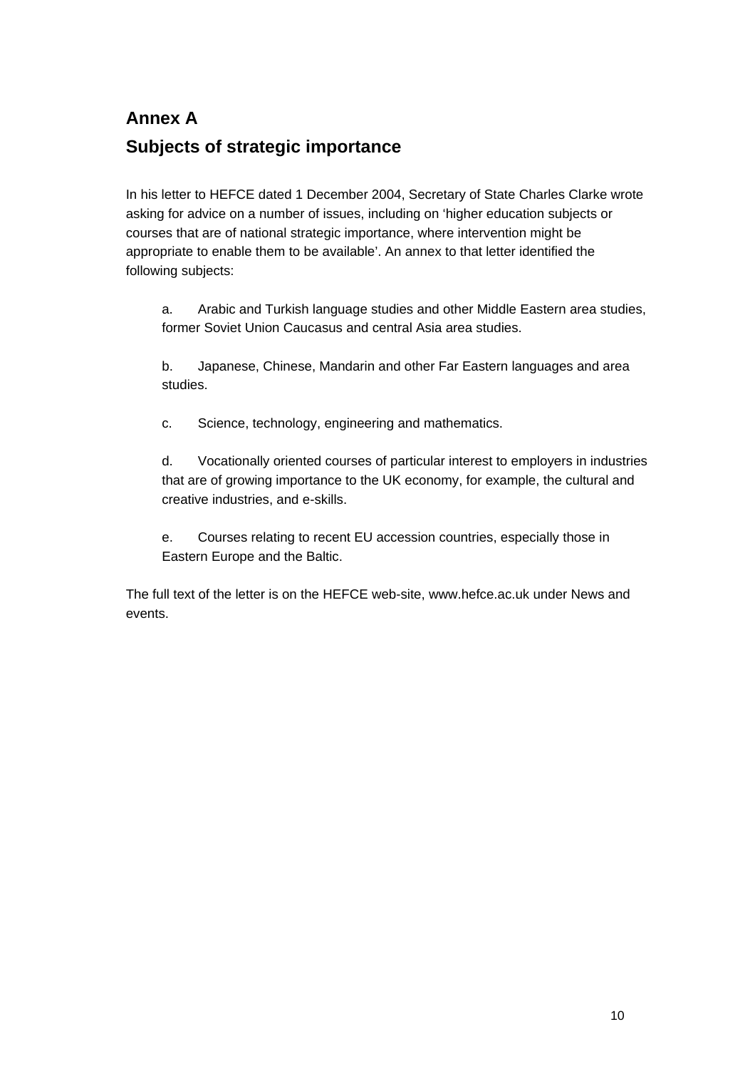# Annex A

## Subjects of strategic importance

In his letter to HEFCE dated 1 December 2004, Secretary of State Charles Clarke wrote asking for advice on a number of issues, including on 'higher education subjects or courses that are of national strategic importance, where intervention might be appropriate to enable them to be available'. An annex to that letter identified the following subjects:

a. Arabic and Turkish language studies and other Middle Eastern area studies, former Soviet Union Caucasus and central Asia area studies.

b. Japanese, Chinese, Mandarin and other Far Eastern languages and area studies.

c. Science, technology, engineering and mathematics.

d. Vocationally oriented courses of particular interest to employers in industries that are of growing importance to the UK economy, for example, the cultural and creative industries, and e-skills.

e. Courses relating to recent EU accession countries, especially those in Eastern Europe and the Baltic.

The full text of the letter is on the HEFCE web-site, www.hefce.ac.uk under News and events.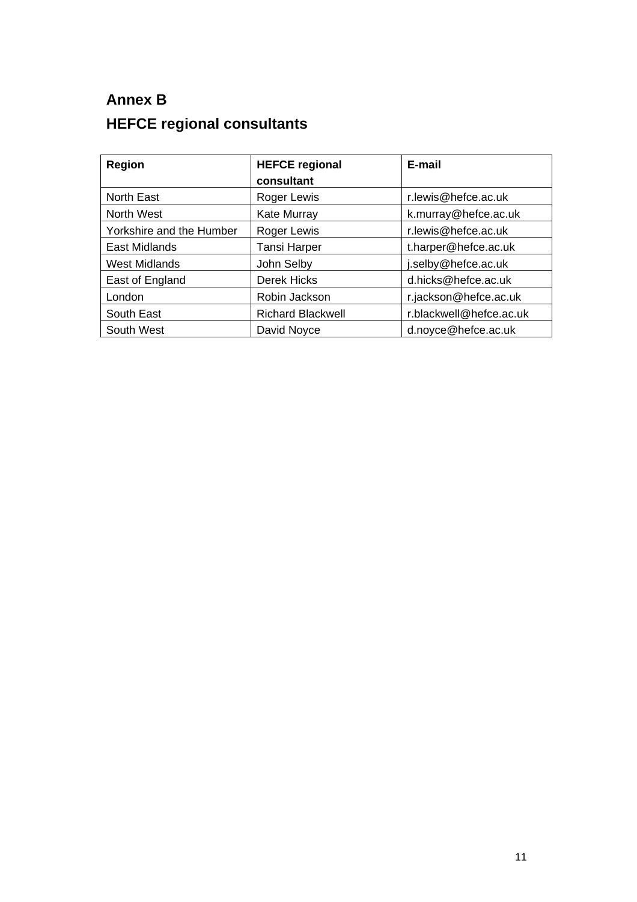# Annex B

## HEFCE regional consultants

| Region | HEFCE regional consultant | E-mail |
|---|---|---|
| North East | Roger Lewis | r.lewis@hefce.ac.uk |
| North West | Kate Murray | k.murray@hefce.ac.uk |
| Yorkshire and the Humber | Roger Lewis | r.lewis@hefce.ac.uk |
| East Midlands | Tansi Harper | t.harper@hefce.ac.uk |
| West Midlands | John Selby | j.selby@hefce.ac.uk |
| East of England | Derek Hicks | d.hicks@hefce.ac.uk |
| London | Robin Jackson | r.jackson@hefce.ac.uk |
| South East | Richard Blackwell | r.blackwell@hefce.ac.uk |
| South West | David Noyce | d.noyce@hefce.ac.uk |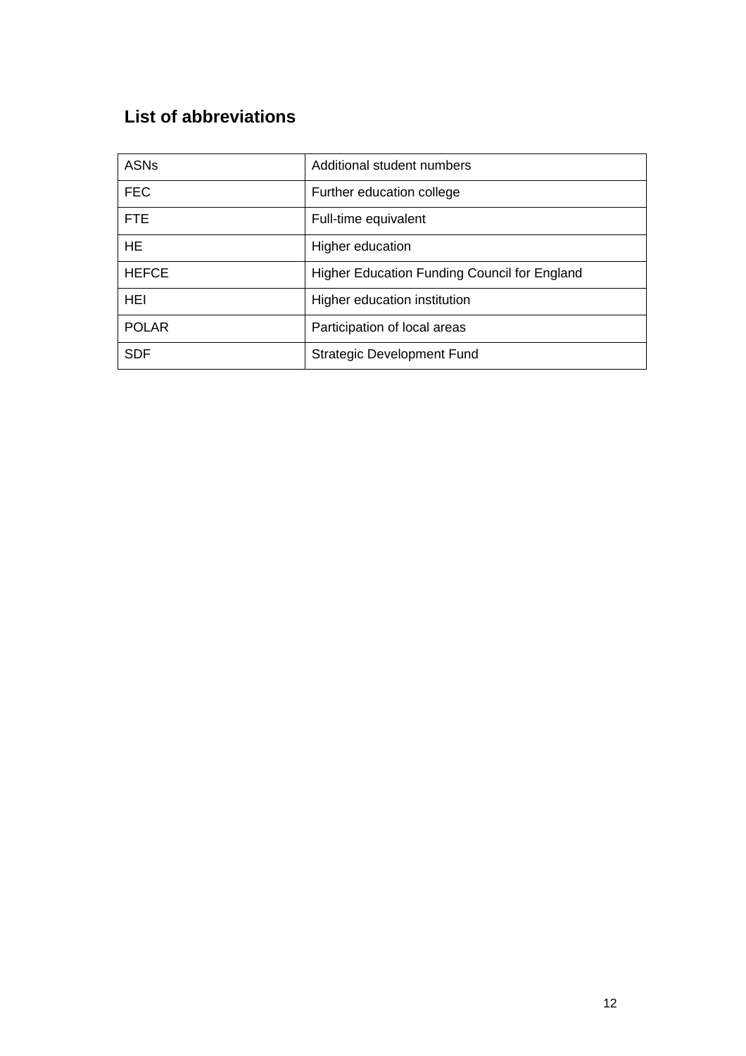## List of abbreviations

| | |
|---|---|
| ASNs | Additional student numbers |
| FEC | Further education college |
| FTE | Full-time equivalent |
| HE | Higher education |
| HEFCE | Higher Education Funding Council for England |
| HEI | Higher education institution |
| POLAR | Participation of local areas |
| SDF | Strategic Development Fund |